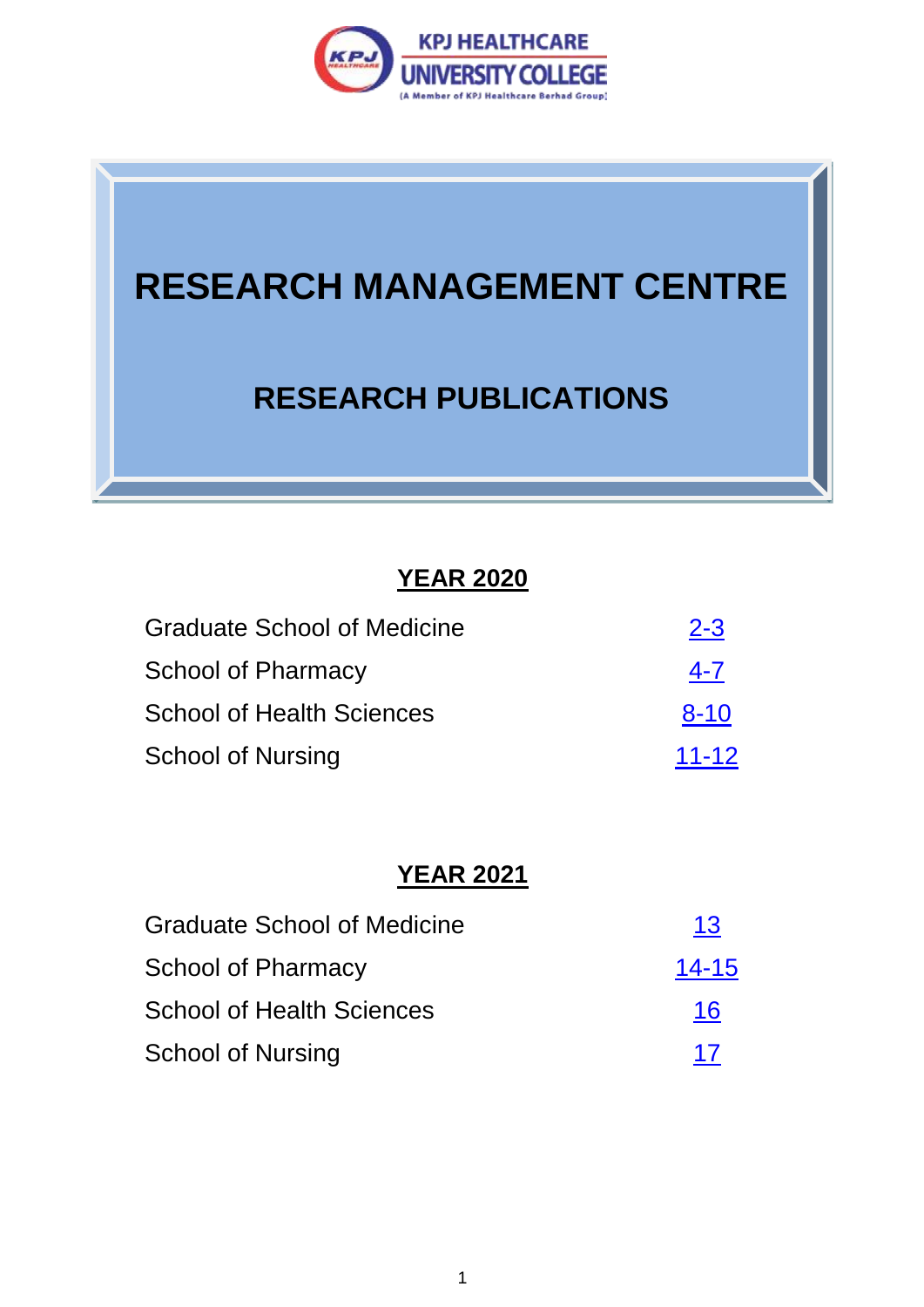KPJ HEALTHCARE UNIVERSITY COLLEGE
(A Member of KPJ Healthcare Berhad Group)

# RESEARCH MANAGEMENT CENTRE

## RESEARCH PUBLICATIONS

### YEAR 2020

| | |
|---|---|
| Graduate School of Medicine | 2-3 |
| School of Pharmacy | 4-7 |
| School of Health Sciences | 8-10 |
| School of Nursing | 11-12 |

### YEAR 2021

| | |
|---|---|
| Graduate School of Medicine | 13 |
| School of Pharmacy | 14-15 |
| School of Health Sciences | 16 |
| School of Nursing | 17 |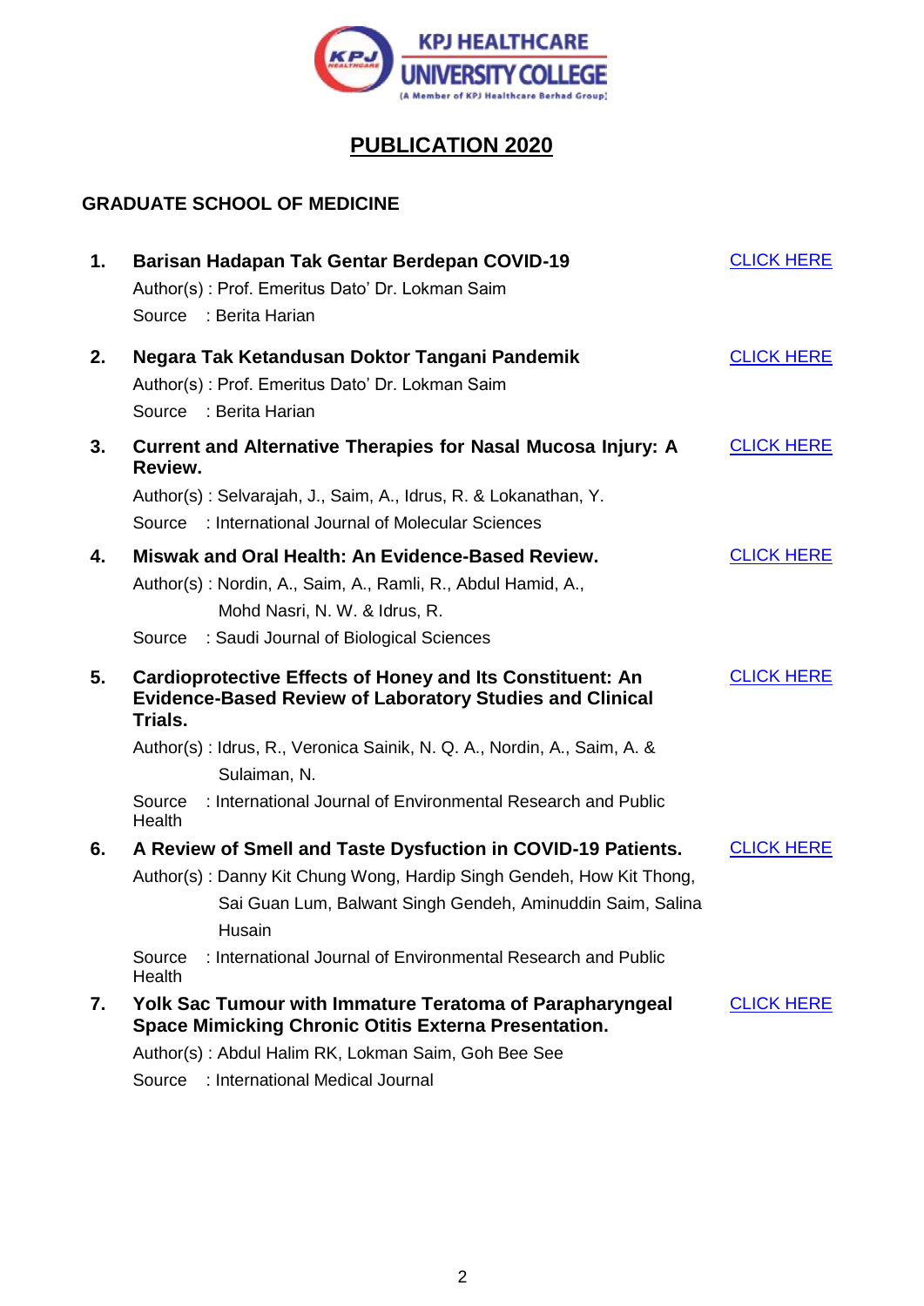# PUBLICATION 2020

## GRADUATE SCHOOL OF MEDICINE

1. **Barisan Hadapan Tak Gentar Berdepan COVID-19** [CLICK HERE]
   Author(s) : Prof. Emeritus Dato' Dr. Lokman Saim
   Source : Berita Harian

2. **Negara Tak Ketandusan Doktor Tangani Pandemik** [CLICK HERE]
   Author(s) : Prof. Emeritus Dato' Dr. Lokman Saim
   Source : Berita Harian

3. **Current and Alternative Therapies for Nasal Mucosa Injury: A Review.** [CLICK HERE]
   Author(s) : Selvarajah, J., Saim, A., Idrus, R. & Lokanathan, Y.
   Source : International Journal of Molecular Sciences

4. **Miswak and Oral Health: An Evidence-Based Review.** [CLICK HERE]
   Author(s) : Nordin, A., Saim, A., Ramli, R., Abdul Hamid, A., Mohd Nasri, N. W. & Idrus, R.
   Source : Saudi Journal of Biological Sciences

5. **Cardioprotective Effects of Honey and Its Constituent: An Evidence-Based Review of Laboratory Studies and Clinical Trials.** [CLICK HERE]
   Author(s) : Idrus, R., Veronica Sainik, N. Q. A., Nordin, A., Saim, A. & Sulaiman, N.
   Source : International Journal of Environmental Research and Public Health

6. **A Review of Smell and Taste Dysfuction in COVID-19 Patients.** [CLICK HERE]
   Author(s) : Danny Kit Chung Wong, Hardip Singh Gendeh, How Kit Thong, Sai Guan Lum, Balwant Singh Gendeh, Aminuddin Saim, Salina Husain
   Source : International Journal of Environmental Research and Public Health

7. **Yolk Sac Tumour with Immature Teratoma of Parapharyngeal Space Mimicking Chronic Otitis Externa Presentation.** [CLICK HERE]
   Author(s) : Abdul Halim RK, Lokman Saim, Goh Bee See
   Source : International Medical Journal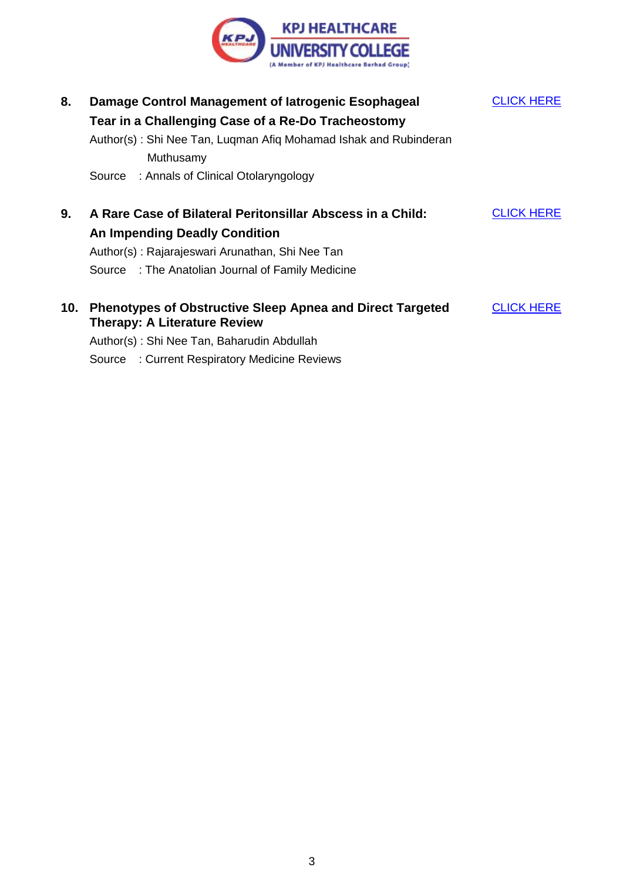8. **Damage Control Management of Iatrogenic Esophageal Tear in a Challenging Case of a Re-Do Tracheostomy** — CLICK HERE

   Author(s) : Shi Nee Tan, Luqman Afiq Mohamad Ishak and Rubinderan Muthusamy

   Source : Annals of Clinical Otolaryngology

9. **A Rare Case of Bilateral Peritonsillar Abscess in a Child: An Impending Deadly Condition** — CLICK HERE

   Author(s) : Rajarajeswari Arunathan, Shi Nee Tan

   Source : The Anatolian Journal of Family Medicine

10. **Phenotypes of Obstructive Sleep Apnea and Direct Targeted Therapy: A Literature Review** — CLICK HERE

    Author(s) : Shi Nee Tan, Baharudin Abdullah

    Source : Current Respiratory Medicine Reviews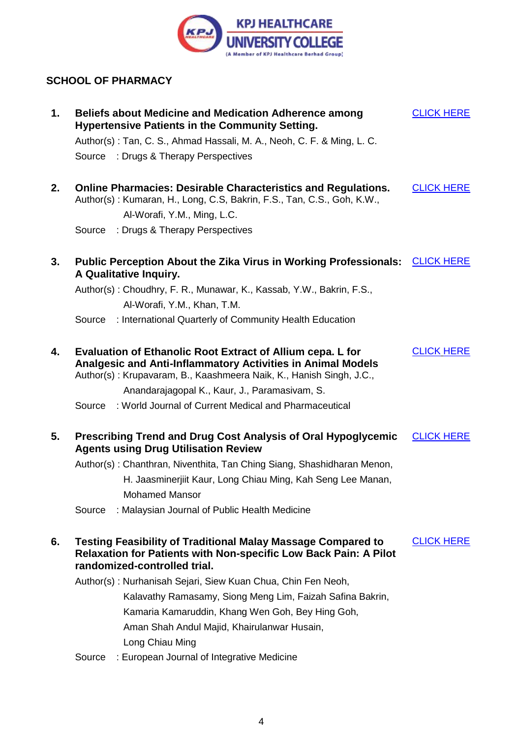## SCHOOL OF PHARMACY

1. **Beliefs about Medicine and Medication Adherence among Hypertensive Patients in the Community Setting.** CLICK HERE

   Author(s) : Tan, C. S., Ahmad Hassali, M. A., Neoh, C. F. & Ming, L. C.

   Source : Drugs & Therapy Perspectives

2. **Online Pharmacies: Desirable Characteristics and Regulations.** CLICK HERE

   Author(s) : Kumaran, H., Long, C.S, Bakrin, F.S., Tan, C.S., Goh, K.W., Al-Worafi, Y.M., Ming, L.C.

   Source : Drugs & Therapy Perspectives

3. **Public Perception About the Zika Virus in Working Professionals: A Qualitative Inquiry.** CLICK HERE

   Author(s) : Choudhry, F. R., Munawar, K., Kassab, Y.W., Bakrin, F.S., Al-Worafi, Y.M., Khan, T.M.

   Source : International Quarterly of Community Health Education

4. **Evaluation of Ethanolic Root Extract of Allium cepa. L for Analgesic and Anti-Inflammatory Activities in Animal Models** CLICK HERE

   Author(s) : Krupavaram, B., Kaashmeera Naik, K., Hanish Singh, J.C., Anandarajagopal K., Kaur, J., Paramasivam, S.

   Source : World Journal of Current Medical and Pharmaceutical

5. **Prescribing Trend and Drug Cost Analysis of Oral Hypoglycemic Agents using Drug Utilisation Review** CLICK HERE

   Author(s) : Chanthran, Niventhita, Tan Ching Siang, Shashidharan Menon, H. Jaasminerjiit Kaur, Long Chiau Ming, Kah Seng Lee Manan, Mohamed Mansor

   Source : Malaysian Journal of Public Health Medicine

6. **Testing Feasibility of Traditional Malay Massage Compared to Relaxation for Patients with Non-specific Low Back Pain: A Pilot randomized-controlled trial.** CLICK HERE

   Author(s) : Nurhanisah Sejari, Siew Kuan Chua, Chin Fen Neoh, Kalavathy Ramasamy, Siong Meng Lim, Faizah Safina Bakrin, Kamaria Kamaruddin, Khang Wen Goh, Bey Hing Goh, Aman Shah Andul Majid, Khairulanwar Husain, Long Chiau Ming

   Source : European Journal of Integrative Medicine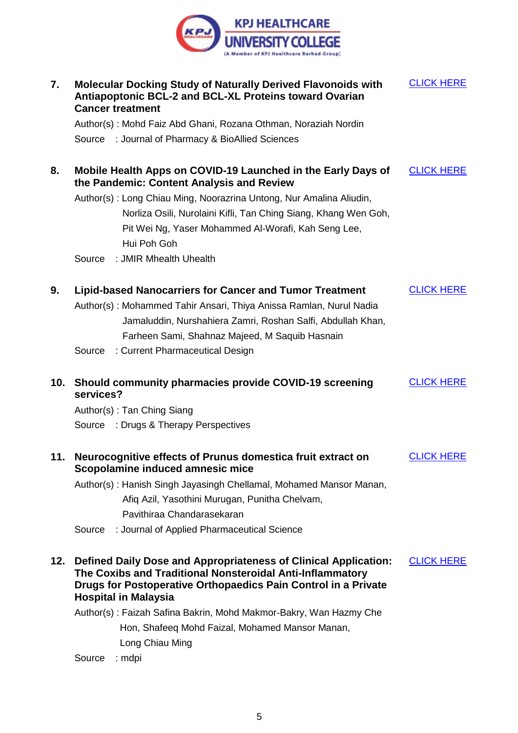7. **Molecular Docking Study of Naturally Derived Flavonoids with Antiapoptonic BCL-2 and BCL-XL Proteins toward Ovarian Cancer treatment** — CLICK HERE

   Author(s) : Mohd Faiz Abd Ghani, Rozana Othman, Noraziah Nordin

   Source : Journal of Pharmacy & BioAllied Sciences

8. **Mobile Health Apps on COVID-19 Launched in the Early Days of the Pandemic: Content Analysis and Review** — CLICK HERE

   Author(s) : Long Chiau Ming, Noorazrina Untong, Nur Amalina Aliudin, Norliza Osili, Nurolaini Kifli, Tan Ching Siang, Khang Wen Goh, Pit Wei Ng, Yaser Mohammed Al-Worafi, Kah Seng Lee, Hui Poh Goh

   Source : JMIR Mhealth Uhealth

9. **Lipid-based Nanocarriers for Cancer and Tumor Treatment** — CLICK HERE

   Author(s) : Mohammed Tahir Ansari, Thiya Anissa Ramlan, Nurul Nadia Jamaluddin, Nurshahiera Zamri, Roshan Salfi, Abdullah Khan, Farheen Sami, Shahnaz Majeed, M Saquib Hasnain

   Source : Current Pharmaceutical Design

10. **Should community pharmacies provide COVID-19 screening services?** — CLICK HERE

    Author(s) : Tan Ching Siang

    Source : Drugs & Therapy Perspectives

11. **Neurocognitive effects of Prunus domestica fruit extract on Scopolamine induced amnesic mice** — CLICK HERE

    Author(s) : Hanish Singh Jayasingh Chellamal, Mohamed Mansor Manan, Afiq Azil, Yasothini Murugan, Punitha Chelvam, Pavithiraa Chandarasekaran

    Source : Journal of Applied Pharmaceutical Science

12. **Defined Daily Dose and Appropriateness of Clinical Application: The Coxibs and Traditional Nonsteroidal Anti-Inflammatory Drugs for Postoperative Orthopaedics Pain Control in a Private Hospital in Malaysia** — CLICK HERE

    Author(s) : Faizah Safina Bakrin, Mohd Makmor-Bakry, Wan Hazmy Che Hon, Shafeeq Mohd Faizal, Mohamed Mansor Manan, Long Chiau Ming

    Source : mdpi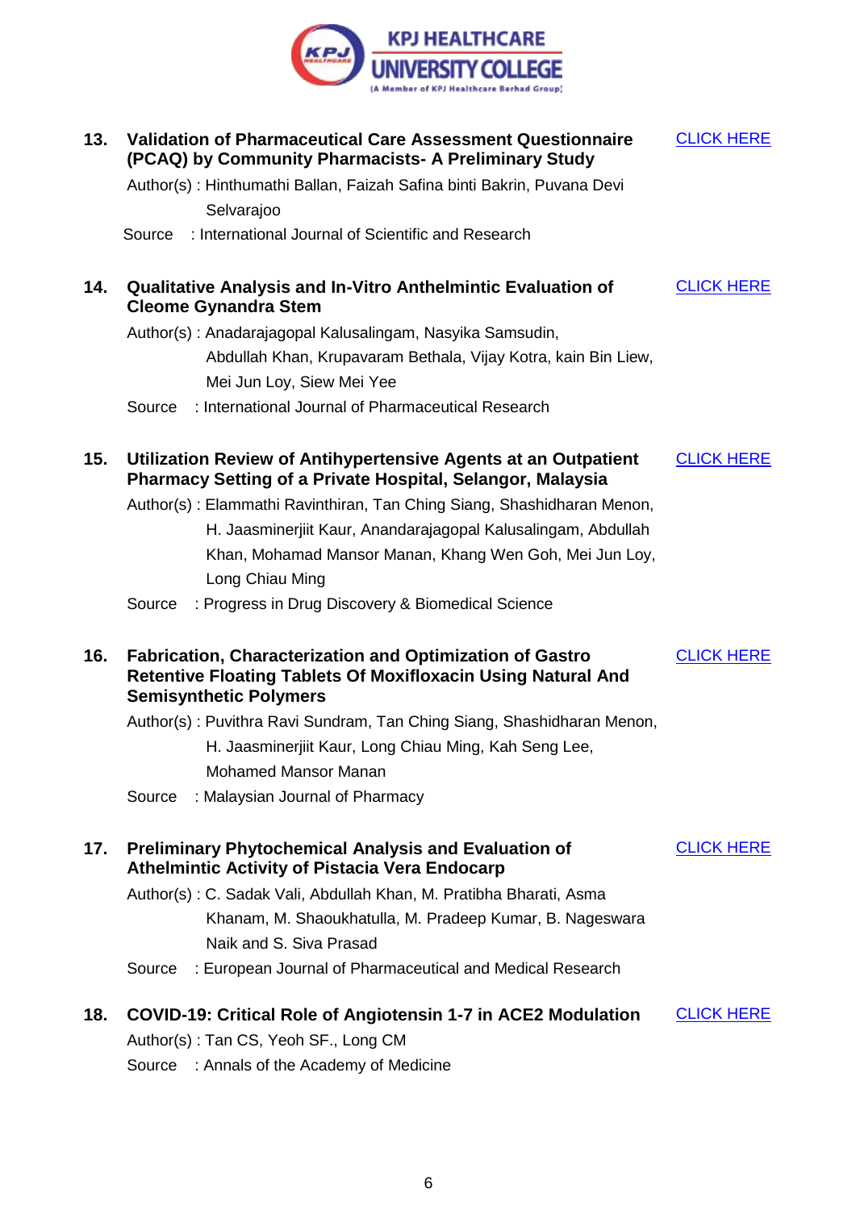**13. Validation of Pharmaceutical Care Assessment Questionnaire (PCAQ) by Community Pharmacists- A Preliminary Study** CLICK HERE

Author(s) : Hinthumathi Ballan, Faizah Safina binti Bakrin, Puvana Devi Selvarajoo

Source : International Journal of Scientific and Research

**14. Qualitative Analysis and In-Vitro Anthelmintic Evaluation of Cleome Gynandra Stem** CLICK HERE

Author(s) : Anadarajagopal Kalusalingam, Nasyika Samsudin, Abdullah Khan, Krupavaram Bethala, Vijay Kotra, kain Bin Liew, Mei Jun Loy, Siew Mei Yee

Source : International Journal of Pharmaceutical Research

**15. Utilization Review of Antihypertensive Agents at an Outpatient Pharmacy Setting of a Private Hospital, Selangor, Malaysia** CLICK HERE

Author(s) : Elammathi Ravinthiran, Tan Ching Siang, Shashidharan Menon, H. Jaasminerjiit Kaur, Anandarajagopal Kalusalingam, Abdullah Khan, Mohamad Mansor Manan, Khang Wen Goh, Mei Jun Loy, Long Chiau Ming

Source : Progress in Drug Discovery & Biomedical Science

**16. Fabrication, Characterization and Optimization of Gastro Retentive Floating Tablets Of Moxifloxacin Using Natural And Semisynthetic Polymers** CLICK HERE

Author(s) : Puvithra Ravi Sundram, Tan Ching Siang, Shashidharan Menon, H. Jaasminerjiit Kaur, Long Chiau Ming, Kah Seng Lee, Mohamed Mansor Manan

Source : Malaysian Journal of Pharmacy

**17. Preliminary Phytochemical Analysis and Evaluation of Athelmintic Activity of Pistacia Vera Endocarp** CLICK HERE

Author(s) : C. Sadak Vali, Abdullah Khan, M. Pratibha Bharati, Asma Khanam, M. Shaoukhatulla, M. Pradeep Kumar, B. Nageswara Naik and S. Siva Prasad

Source : European Journal of Pharmaceutical and Medical Research

**18. COVID-19: Critical Role of Angiotensin 1-7 in ACE2 Modulation** CLICK HERE

Author(s) : Tan CS, Yeoh SF., Long CM

Source : Annals of the Academy of Medicine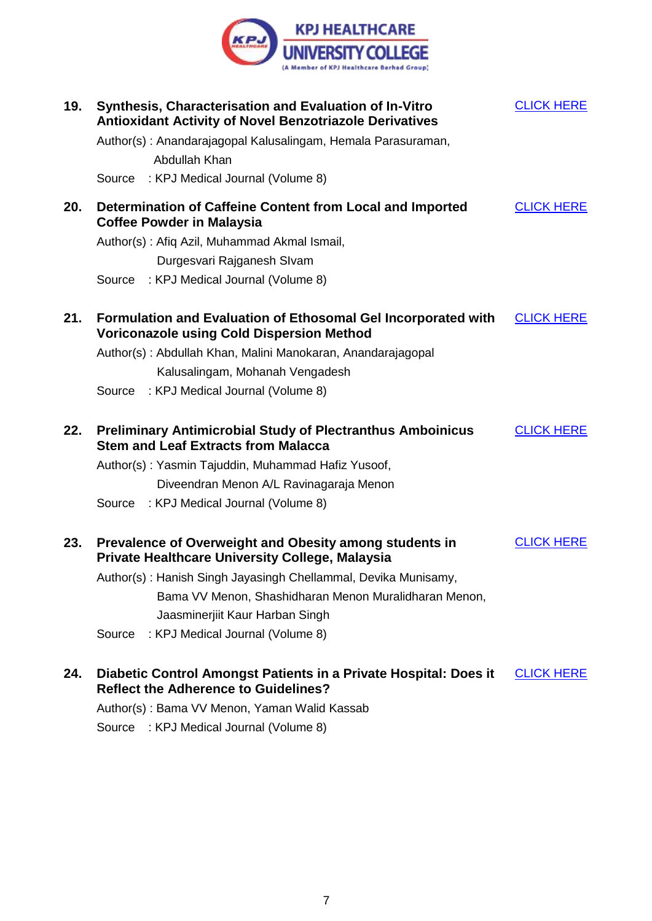**19. Synthesis, Characterisation and Evaluation of In-Vitro Antioxidant Activity of Novel Benzotriazole Derivatives** — CLICK HERE

Author(s) : Anandarajagopal Kalusalingam, Hemala Parasuraman, Abdullah Khan

Source : KPJ Medical Journal (Volume 8)

**20. Determination of Caffeine Content from Local and Imported Coffee Powder in Malaysia** — CLICK HERE

Author(s) : Afiq Azil, Muhammad Akmal Ismail, Durgesvari Rajganesh SIvam

Source : KPJ Medical Journal (Volume 8)

**21. Formulation and Evaluation of Ethosomal Gel Incorporated with Voriconazole using Cold Dispersion Method** — CLICK HERE

Author(s) : Abdullah Khan, Malini Manokaran, Anandarajagopal Kalusalingam, Mohanah Vengadesh

Source : KPJ Medical Journal (Volume 8)

**22. Preliminary Antimicrobial Study of Plectranthus Amboinicus Stem and Leaf Extracts from Malacca** — CLICK HERE

Author(s) : Yasmin Tajuddin, Muhammad Hafiz Yusoof, Diveendran Menon A/L Ravinagaraja Menon

Source : KPJ Medical Journal (Volume 8)

**23. Prevalence of Overweight and Obesity among students in Private Healthcare University College, Malaysia** — CLICK HERE

Author(s) : Hanish Singh Jayasingh Chellammal, Devika Munisamy, Bama VV Menon, Shashidharan Menon Muralidharan Menon, Jaasminerjiit Kaur Harban Singh

Source : KPJ Medical Journal (Volume 8)

**24. Diabetic Control Amongst Patients in a Private Hospital: Does it Reflect the Adherence to Guidelines?** — CLICK HERE

Author(s) : Bama VV Menon, Yaman Walid Kassab

Source : KPJ Medical Journal (Volume 8)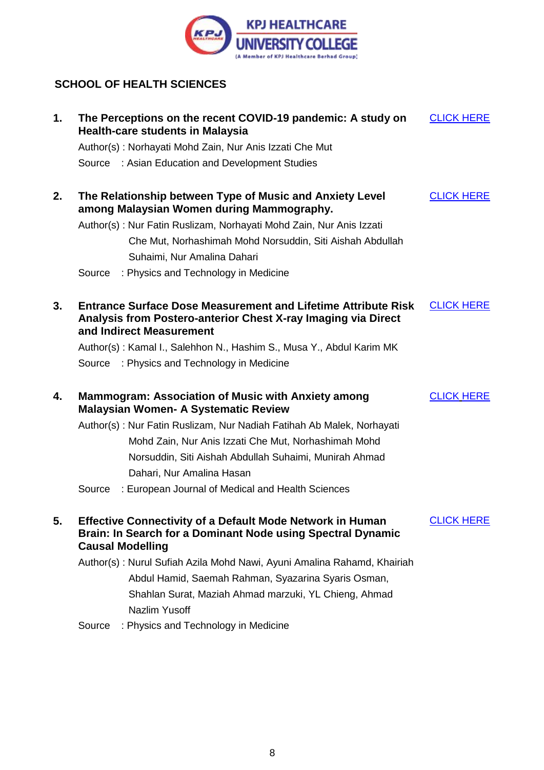KPJ HEALTHCARE UNIVERSITY COLLEGE
(A Member of KPJ Healthcare Berhad Group)

## SCHOOL OF HEALTH SCIENCES

1. **The Perceptions on the recent COVID-19 pandemic: A study on Health-care students in Malaysia** — CLICK HERE
   Author(s) : Norhayati Mohd Zain, Nur Anis Izzati Che Mut
   Source : Asian Education and Development Studies

2. **The Relationship between Type of Music and Anxiety Level among Malaysian Women during Mammography.** — CLICK HERE
   Author(s) : Nur Fatin Ruslizam, Norhayati Mohd Zain, Nur Anis Izzati Che Mut, Norhashimah Mohd Norsuddin, Siti Aishah Abdullah Suhaimi, Nur Amalina Dahari
   Source : Physics and Technology in Medicine

3. **Entrance Surface Dose Measurement and Lifetime Attribute Risk Analysis from Postero-anterior Chest X-ray Imaging via Direct and Indirect Measurement** — CLICK HERE
   Author(s) : Kamal I., Salehhon N., Hashim S., Musa Y., Abdul Karim MK
   Source : Physics and Technology in Medicine

4. **Mammogram: Association of Music with Anxiety among Malaysian Women- A Systematic Review** — CLICK HERE
   Author(s) : Nur Fatin Ruslizam, Nur Nadiah Fatihah Ab Malek, Norhayati Mohd Zain, Nur Anis Izzati Che Mut, Norhashimah Mohd Norsuddin, Siti Aishah Abdullah Suhaimi, Munirah Ahmad Dahari, Nur Amalina Hasan
   Source : European Journal of Medical and Health Sciences

5. **Effective Connectivity of a Default Mode Network in Human Brain: In Search for a Dominant Node using Spectral Dynamic Causal Modelling** — CLICK HERE
   Author(s) : Nurul Sufiah Azila Mohd Nawi, Ayuni Amalina Rahamd, Khairiah Abdul Hamid, Saemah Rahman, Syazarina Syaris Osman, Shahlan Surat, Maziah Ahmad marzuki, YL Chieng, Ahmad Nazlim Yusoff
   Source : Physics and Technology in Medicine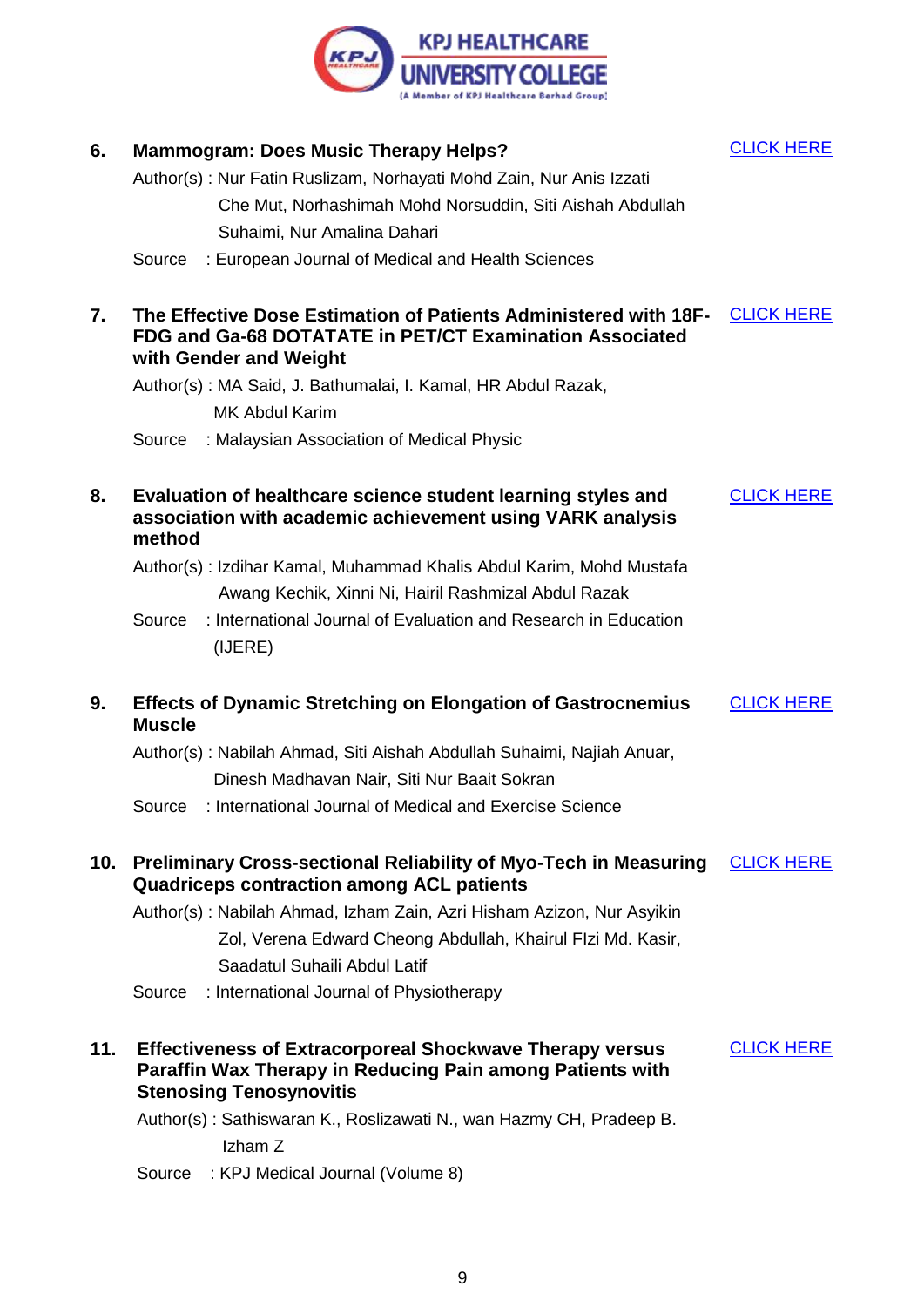**6. Mammogram: Does Music Therapy Helps?** CLICK HERE

Author(s) : Nur Fatin Ruslizam, Norhayati Mohd Zain, Nur Anis Izzati Che Mut, Norhashimah Mohd Norsuddin, Siti Aishah Abdullah Suhaimi, Nur Amalina Dahari

Source : European Journal of Medical and Health Sciences

**7. The Effective Dose Estimation of Patients Administered with 18F-FDG and Ga-68 DOTATATE in PET/CT Examination Associated with Gender and Weight** CLICK HERE

Author(s) : MA Said, J. Bathumalai, I. Kamal, HR Abdul Razak, MK Abdul Karim

Source : Malaysian Association of Medical Physic

**8. Evaluation of healthcare science student learning styles and association with academic achievement using VARK analysis method** CLICK HERE

Author(s) : Izdihar Kamal, Muhammad Khalis Abdul Karim, Mohd Mustafa Awang Kechik, Xinni Ni, Hairil Rashmizal Abdul Razak

Source : International Journal of Evaluation and Research in Education (IJERE)

**9. Effects of Dynamic Stretching on Elongation of Gastrocnemius Muscle** CLICK HERE

Author(s) : Nabilah Ahmad, Siti Aishah Abdullah Suhaimi, Najiah Anuar, Dinesh Madhavan Nair, Siti Nur Baait Sokran

Source : International Journal of Medical and Exercise Science

**10. Preliminary Cross-sectional Reliability of Myo-Tech in Measuring Quadriceps contraction among ACL patients** CLICK HERE

Author(s) : Nabilah Ahmad, Izham Zain, Azri Hisham Azizon, Nur Asyikin Zol, Verena Edward Cheong Abdullah, Khairul FIzi Md. Kasir, Saadatul Suhaili Abdul Latif

Source : International Journal of Physiotherapy

**11. Effectiveness of Extracorporeal Shockwave Therapy versus Paraffin Wax Therapy in Reducing Pain among Patients with Stenosing Tenosynovitis** CLICK HERE

Author(s) : Sathiswaran K., Roslizawati N., wan Hazmy CH, Pradeep B. Izham Z

Source : KPJ Medical Journal (Volume 8)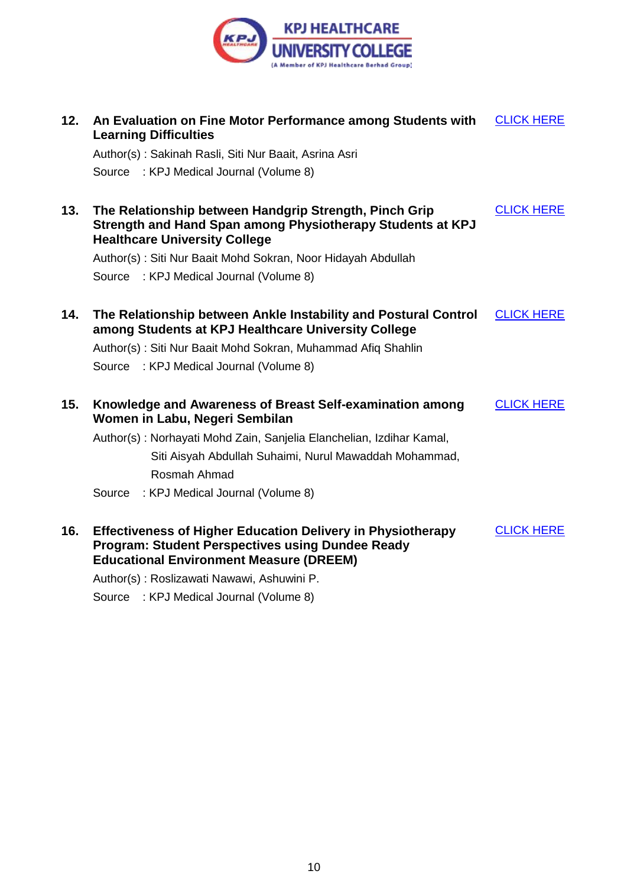12. **An Evaluation on Fine Motor Performance among Students with Learning Difficulties** — CLICK HERE

    Author(s) : Sakinah Rasli, Siti Nur Baait, Asrina Asri

    Source : KPJ Medical Journal (Volume 8)

13. **The Relationship between Handgrip Strength, Pinch Grip Strength and Hand Span among Physiotherapy Students at KPJ Healthcare University College** — CLICK HERE

    Author(s) : Siti Nur Baait Mohd Sokran, Noor Hidayah Abdullah

    Source : KPJ Medical Journal (Volume 8)

14. **The Relationship between Ankle Instability and Postural Control among Students at KPJ Healthcare University College** — CLICK HERE

    Author(s) : Siti Nur Baait Mohd Sokran, Muhammad Afiq Shahlin

    Source : KPJ Medical Journal (Volume 8)

15. **Knowledge and Awareness of Breast Self-examination among Women in Labu, Negeri Sembilan** — CLICK HERE

    Author(s) : Norhayati Mohd Zain, Sanjelia Elanchelian, Izdihar Kamal, Siti Aisyah Abdullah Suhaimi, Nurul Mawaddah Mohammad, Rosmah Ahmad

    Source : KPJ Medical Journal (Volume 8)

16. **Effectiveness of Higher Education Delivery in Physiotherapy Program: Student Perspectives using Dundee Ready Educational Environment Measure (DREEM)** — CLICK HERE

    Author(s) : Roslizawati Nawawi, Ashuwini P.

    Source : KPJ Medical Journal (Volume 8)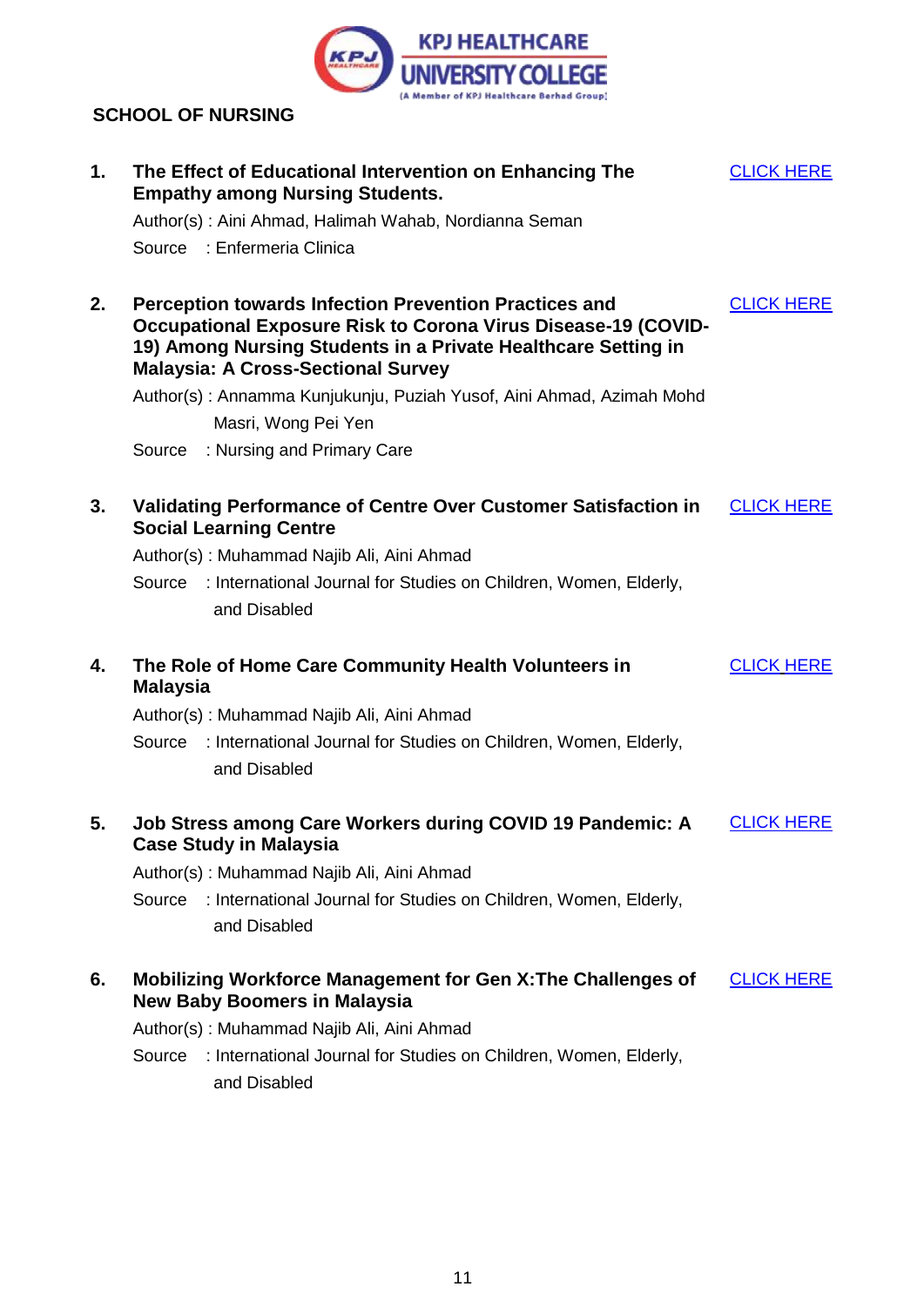KPJ HEALTHCARE UNIVERSITY COLLEGE
(A Member of KPJ Healthcare Berhad Group)

**SCHOOL OF NURSING**

1. **The Effect of Educational Intervention on Enhancing The Empathy among Nursing Students.** CLICK HERE

   Author(s) : Aini Ahmad, Halimah Wahab, Nordianna Seman

   Source : Enfermeria Clinica

2. **Perception towards Infection Prevention Practices and Occupational Exposure Risk to Corona Virus Disease-19 (COVID-19) Among Nursing Students in a Private Healthcare Setting in Malaysia: A Cross-Sectional Survey** CLICK HERE

   Author(s) : Annamma Kunjukunju, Puziah Yusof, Aini Ahmad, Azimah Mohd Masri, Wong Pei Yen

   Source : Nursing and Primary Care

3. **Validating Performance of Centre Over Customer Satisfaction in Social Learning Centre** CLICK HERE

   Author(s) : Muhammad Najib Ali, Aini Ahmad

   Source : International Journal for Studies on Children, Women, Elderly, and Disabled

4. **The Role of Home Care Community Health Volunteers in Malaysia** CLICK HERE

   Author(s) : Muhammad Najib Ali, Aini Ahmad

   Source : International Journal for Studies on Children, Women, Elderly, and Disabled

5. **Job Stress among Care Workers during COVID 19 Pandemic: A Case Study in Malaysia** CLICK HERE

   Author(s) : Muhammad Najib Ali, Aini Ahmad

   Source : International Journal for Studies on Children, Women, Elderly, and Disabled

6. **Mobilizing Workforce Management for Gen X:The Challenges of New Baby Boomers in Malaysia** CLICK HERE

   Author(s) : Muhammad Najib Ali, Aini Ahmad

   Source : International Journal for Studies on Children, Women, Elderly, and Disabled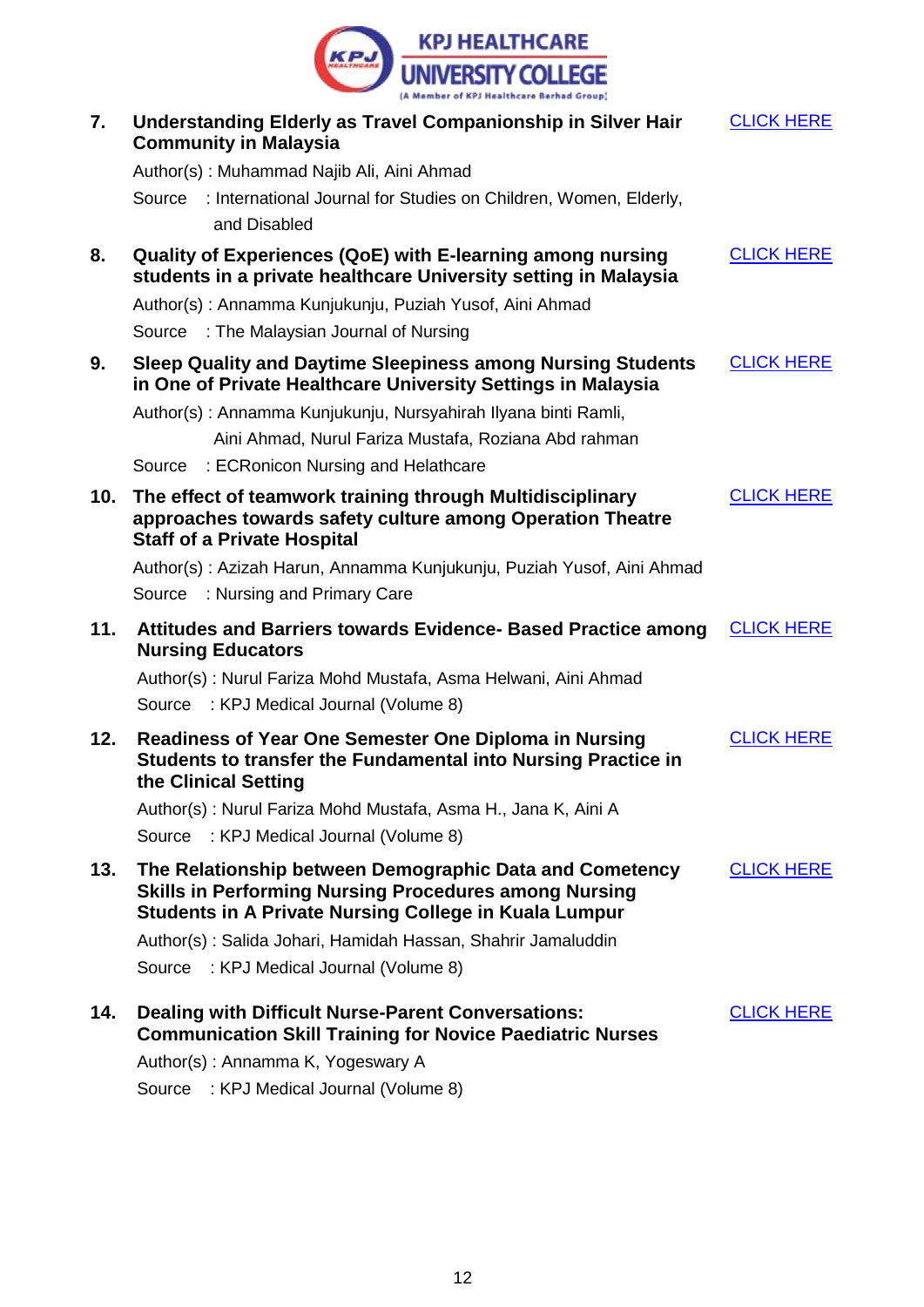7. **Understanding Elderly as Travel Companionship in Silver Hair Community in Malaysia** — CLICK HERE

   Author(s) : Muhammad Najib Ali, Aini Ahmad

   Source : International Journal for Studies on Children, Women, Elderly, and Disabled

8. **Quality of Experiences (QoE) with E-learning among nursing students in a private healthcare University setting in Malaysia** — CLICK HERE

   Author(s) : Annamma Kunjukunju, Puziah Yusof, Aini Ahmad

   Source : The Malaysian Journal of Nursing

9. **Sleep Quality and Daytime Sleepiness among Nursing Students in One of Private Healthcare University Settings in Malaysia** — CLICK HERE

   Author(s) : Annamma Kunjukunju, Nursyahirah Ilyana binti Ramli, Aini Ahmad, Nurul Fariza Mustafa, Roziana Abd rahman

   Source : ECRonicon Nursing and Helathcare

10. **The effect of teamwork training through Multidisciplinary approaches towards safety culture among Operation Theatre Staff of a Private Hospital** — CLICK HERE

    Author(s) : Azizah Harun, Annamma Kunjukunju, Puziah Yusof, Aini Ahmad

    Source : Nursing and Primary Care

11. **Attitudes and Barriers towards Evidence- Based Practice among Nursing Educators** — CLICK HERE

    Author(s) : Nurul Fariza Mohd Mustafa, Asma Helwani, Aini Ahmad

    Source : KPJ Medical Journal (Volume 8)

12. **Readiness of Year One Semester One Diploma in Nursing Students to transfer the Fundamental into Nursing Practice in the Clinical Setting** — CLICK HERE

    Author(s) : Nurul Fariza Mohd Mustafa, Asma H., Jana K, Aini A

    Source : KPJ Medical Journal (Volume 8)

13. **The Relationship between Demographic Data and Cometency Skills in Performing Nursing Procedures among Nursing Students in A Private Nursing College in Kuala Lumpur** — CLICK HERE

    Author(s) : Salida Johari, Hamidah Hassan, Shahrir Jamaluddin

    Source : KPJ Medical Journal (Volume 8)

14. **Dealing with Difficult Nurse-Parent Conversations: Communication Skill Training for Novice Paediatric Nurses** — CLICK HERE

    Author(s) : Annamma K, Yogeswary A

    Source : KPJ Medical Journal (Volume 8)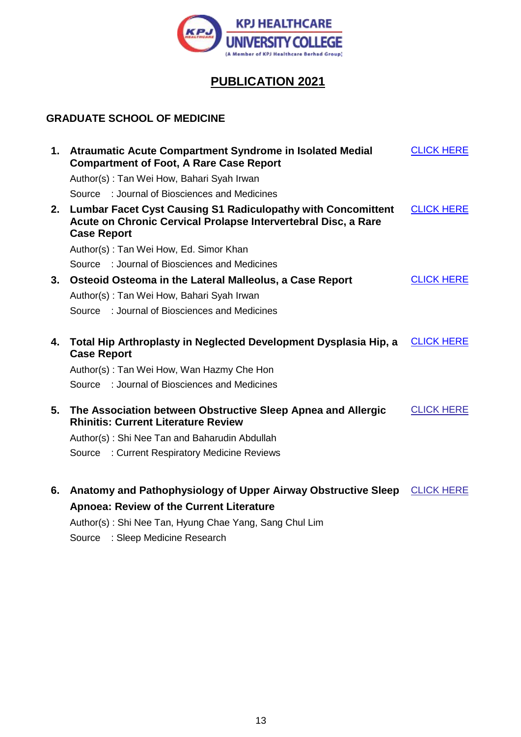# PUBLICATION 2021

## GRADUATE SCHOOL OF MEDICINE

1. **Atraumatic Acute Compartment Syndrome in Isolated Medial Compartment of Foot, A Rare Case Report** CLICK HERE

   Author(s) : Tan Wei How, Bahari Syah Irwan

   Source : Journal of Biosciences and Medicines

2. **Lumbar Facet Cyst Causing S1 Radiculopathy with Concomittent Acute on Chronic Cervical Prolapse Intervertebral Disc, a Rare Case Report** CLICK HERE

   Author(s) : Tan Wei How, Ed. Simor Khan

   Source : Journal of Biosciences and Medicines

3. **Osteoid Osteoma in the Lateral Malleolus, a Case Report** CLICK HERE

   Author(s) : Tan Wei How, Bahari Syah Irwan

   Source : Journal of Biosciences and Medicines

4. **Total Hip Arthroplasty in Neglected Development Dysplasia Hip, a Case Report** CLICK HERE

   Author(s) : Tan Wei How, Wan Hazmy Che Hon

   Source : Journal of Biosciences and Medicines

5. **The Association between Obstructive Sleep Apnea and Allergic Rhinitis: Current Literature Review** CLICK HERE

   Author(s) : Shi Nee Tan and Baharudin Abdullah

   Source : Current Respiratory Medicine Reviews

6. **Anatomy and Pathophysiology of Upper Airway Obstructive Sleep Apnoea: Review of the Current Literature** CLICK HERE

   Author(s) : Shi Nee Tan, Hyung Chae Yang, Sang Chul Lim

   Source : Sleep Medicine Research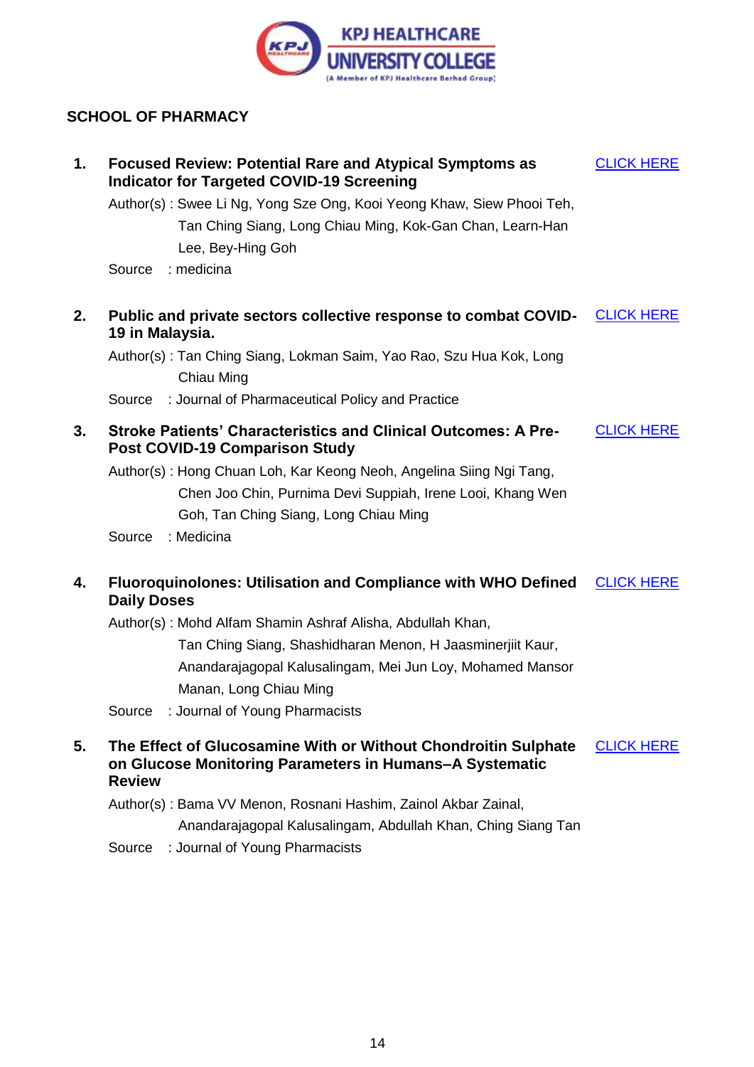## SCHOOL OF PHARMACY

1. **Focused Review: Potential Rare and Atypical Symptoms as Indicator for Targeted COVID-19 Screening** CLICK HERE

   Author(s) : Swee Li Ng, Yong Sze Ong, Kooi Yeong Khaw, Siew Phooi Teh, Tan Ching Siang, Long Chiau Ming, Kok-Gan Chan, Learn-Han Lee, Bey-Hing Goh

   Source : medicina

2. **Public and private sectors collective response to combat COVID-19 in Malaysia.** CLICK HERE

   Author(s) : Tan Ching Siang, Lokman Saim, Yao Rao, Szu Hua Kok, Long Chiau Ming

   Source : Journal of Pharmaceutical Policy and Practice

3. **Stroke Patients' Characteristics and Clinical Outcomes: A Pre-Post COVID-19 Comparison Study** CLICK HERE

   Author(s) : Hong Chuan Loh, Kar Keong Neoh, Angelina Siing Ngi Tang, Chen Joo Chin, Purnima Devi Suppiah, Irene Looi, Khang Wen Goh, Tan Ching Siang, Long Chiau Ming

   Source : Medicina

4. **Fluoroquinolones: Utilisation and Compliance with WHO Defined Daily Doses** CLICK HERE

   Author(s) : Mohd Alfam Shamin Ashraf Alisha, Abdullah Khan, Tan Ching Siang, Shashidharan Menon, H Jaasminerjiit Kaur, Anandarajagopal Kalusalingam, Mei Jun Loy, Mohamed Mansor Manan, Long Chiau Ming

   Source : Journal of Young Pharmacists

5. **The Effect of Glucosamine With or Without Chondroitin Sulphate on Glucose Monitoring Parameters in Humans–A Systematic Review** CLICK HERE

   Author(s) : Bama VV Menon, Rosnani Hashim, Zainol Akbar Zainal, Anandarajagopal Kalusalingam, Abdullah Khan, Ching Siang Tan

   Source : Journal of Young Pharmacists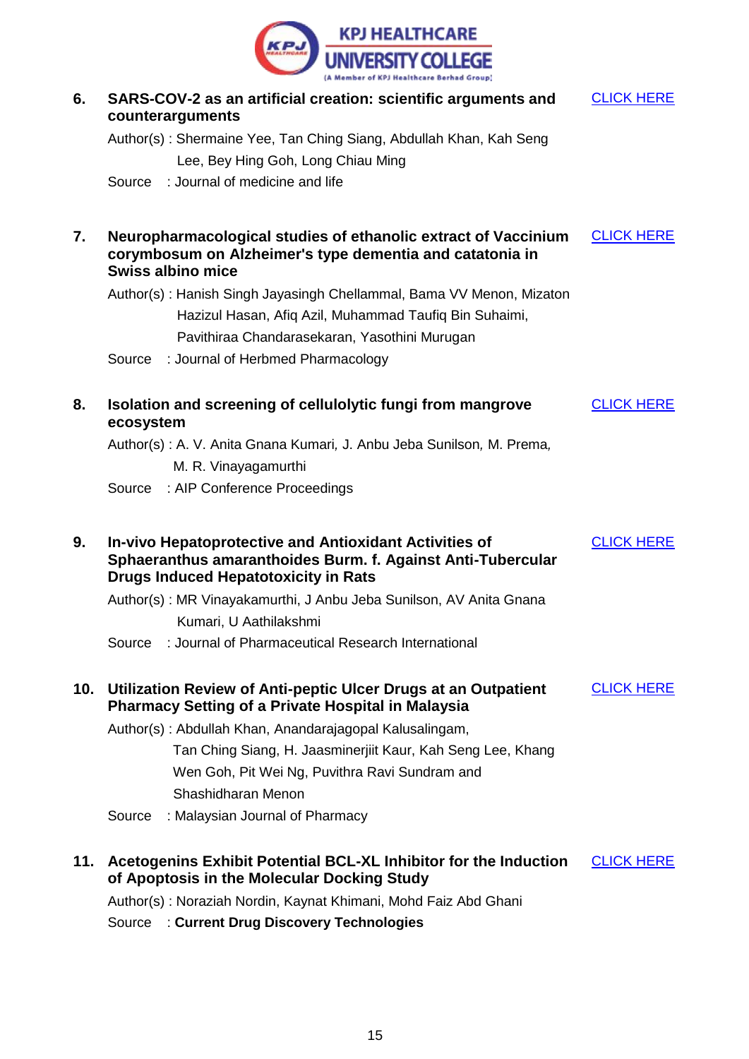**6. SARS-COV-2 as an artificial creation: scientific arguments and counterarguments** — CLICK HERE

Author(s) : Shermaine Yee, Tan Ching Siang, Abdullah Khan, Kah Seng Lee, Bey Hing Goh, Long Chiau Ming

Source : Journal of medicine and life

**7. Neuropharmacological studies of ethanolic extract of Vaccinium corymbosum on Alzheimer's type dementia and catatonia in Swiss albino mice** — CLICK HERE

Author(s) : Hanish Singh Jayasingh Chellammal, Bama VV Menon, Mizaton Hazizul Hasan, Afiq Azil, Muhammad Taufiq Bin Suhaimi, Pavithiraa Chandarasekaran, Yasothini Murugan

Source : Journal of Herbmed Pharmacology

**8. Isolation and screening of cellulolytic fungi from mangrove ecosystem** — CLICK HERE

Author(s) : A. V. Anita Gnana Kumari, J. Anbu Jeba Sunilson, M. Prema, M. R. Vinayagamurthi

Source : AIP Conference Proceedings

**9. In-vivo Hepatoprotective and Antioxidant Activities of Sphaeranthus amaranthoides Burm. f. Against Anti-Tubercular Drugs Induced Hepatotoxicity in Rats** — CLICK HERE

Author(s) : MR Vinayakamurthi, J Anbu Jeba Sunilson, AV Anita Gnana Kumari, U Aathilakshmi

Source : Journal of Pharmaceutical Research International

**10. Utilization Review of Anti-peptic Ulcer Drugs at an Outpatient Pharmacy Setting of a Private Hospital in Malaysia** — CLICK HERE

Author(s) : Abdullah Khan, Anandarajagopal Kalusalingam, Tan Ching Siang, H. Jaasminerjiit Kaur, Kah Seng Lee, Khang Wen Goh, Pit Wei Ng, Puvithra Ravi Sundram and Shashidharan Menon

Source : Malaysian Journal of Pharmacy

**11. Acetogenins Exhibit Potential BCL-XL Inhibitor for the Induction of Apoptosis in the Molecular Docking Study** — CLICK HERE

Author(s) : Noraziah Nordin, Kaynat Khimani, Mohd Faiz Abd Ghani

Source : **Current Drug Discovery Technologies**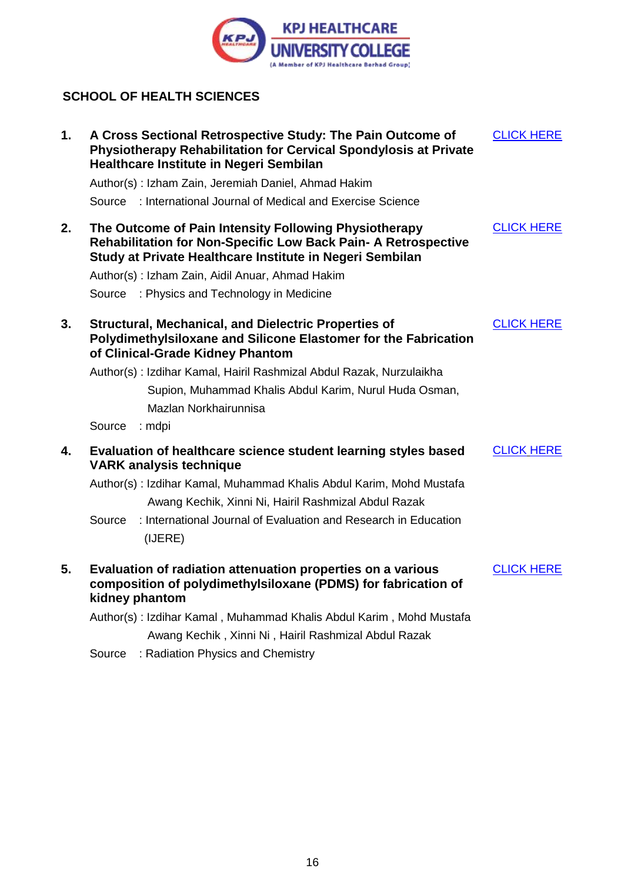## SCHOOL OF HEALTH SCIENCES

1. **A Cross Sectional Retrospective Study: The Pain Outcome of Physiotherapy Rehabilitation for Cervical Spondylosis at Private Healthcare Institute in Negeri Sembilan** — CLICK HERE

   Author(s) : Izham Zain, Jeremiah Daniel, Ahmad Hakim

   Source : International Journal of Medical and Exercise Science

2. **The Outcome of Pain Intensity Following Physiotherapy Rehabilitation for Non-Specific Low Back Pain- A Retrospective Study at Private Healthcare Institute in Negeri Sembilan** — CLICK HERE

   Author(s) : Izham Zain, Aidil Anuar, Ahmad Hakim

   Source : Physics and Technology in Medicine

3. **Structural, Mechanical, and Dielectric Properties of Polydimethylsiloxane and Silicone Elastomer for the Fabrication of Clinical-Grade Kidney Phantom** — CLICK HERE

   Author(s) : Izdihar Kamal, Hairil Rashmizal Abdul Razak, Nurzulaikha Supion, Muhammad Khalis Abdul Karim, Nurul Huda Osman, Mazlan Norkhairunnisa

   Source : mdpi

4. **Evaluation of healthcare science student learning styles based VARK analysis technique** — CLICK HERE

   Author(s) : Izdihar Kamal, Muhammad Khalis Abdul Karim, Mohd Mustafa Awang Kechik, Xinni Ni, Hairil Rashmizal Abdul Razak

   Source : International Journal of Evaluation and Research in Education (IJERE)

5. **Evaluation of radiation attenuation properties on a various composition of polydimethylsiloxane (PDMS) for fabrication of kidney phantom** — CLICK HERE

   Author(s) : Izdihar Kamal , Muhammad Khalis Abdul Karim , Mohd Mustafa Awang Kechik , Xinni Ni , Hairil Rashmizal Abdul Razak

   Source : Radiation Physics and Chemistry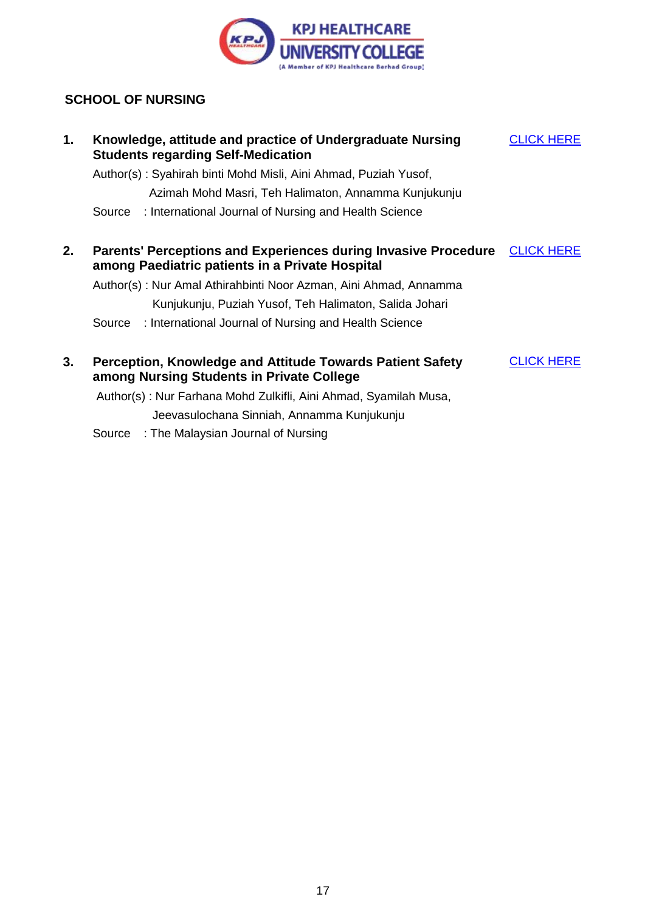KPJ HEALTHCARE UNIVERSITY COLLEGE
(A Member of KPJ Healthcare Berhad Group)

## SCHOOL OF NURSING

1. **Knowledge, attitude and practice of Undergraduate Nursing Students regarding Self-Medication** — CLICK HERE

   Author(s) : Syahirah binti Mohd Misli, Aini Ahmad, Puziah Yusof, Azimah Mohd Masri, Teh Halimaton, Annamma Kunjukunju

   Source : International Journal of Nursing and Health Science

2. **Parents' Perceptions and Experiences during Invasive Procedure among Paediatric patients in a Private Hospital** — CLICK HERE

   Author(s) : Nur Amal Athirahbinti Noor Azman, Aini Ahmad, Annamma Kunjukunju, Puziah Yusof, Teh Halimaton, Salida Johari

   Source : International Journal of Nursing and Health Science

3. **Perception, Knowledge and Attitude Towards Patient Safety among Nursing Students in Private College** — CLICK HERE

   Author(s) : Nur Farhana Mohd Zulkifli, Aini Ahmad, Syamilah Musa, Jeevasulochana Sinniah, Annamma Kunjukunju

   Source : The Malaysian Journal of Nursing